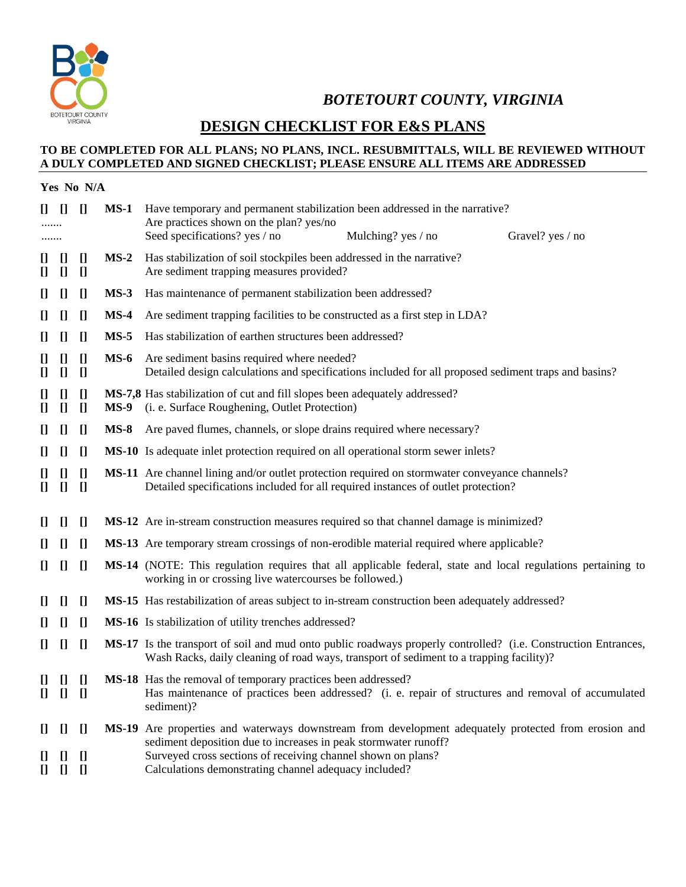*BOTETOURT COUNTY, VIRGINIA*

# DESIGN CHECKLIST FOR E&S PLANS

**TO BE COMPLETED FOR ALL PLANS; NO PLANS, INCL. RESUBMITTALS, WILL BE REVIEWED WITHOUT A DULY COMPLETED AND SIGNED CHECKLIST; PLEASE ENSURE ALL ITEMS ARE ADDRESSED**

| Yes | No | N/A | | |
|---|---|---|---|---|
| [] | [] | [] | **MS-1** | Have temporary and permanent stabilization been addressed in the narrative? |
| ....... | | | | Are practices shown on the plan? yes/no |
| ....... | | | | Seed specifications? yes / no    Mulching? yes / no    Gravel? yes / no |
| [] | [] | [] | **MS-2** | Has stabilization of soil stockpiles been addressed in the narrative? |
| [] | [] | [] | | Are sediment trapping measures provided? |
| [] | [] | [] | **MS-3** | Has maintenance of permanent stabilization been addressed? |
| [] | [] | [] | **MS-4** | Are sediment trapping facilities to be constructed as a first step in LDA? |
| [] | [] | [] | **MS-5** | Has stabilization of earthen structures been addressed? |
| [] | [] | [] | **MS-6** | Are sediment basins required where needed? |
| [] | [] | [] | | Detailed design calculations and specifications included for all proposed sediment traps and basins? |
| [] | [] | [] | **MS-7,8** | Has stabilization of cut and fill slopes been adequately addressed? |
| [] | [] | [] | **MS-9** | (i. e. Surface Roughening, Outlet Protection) |
| [] | [] | [] | **MS-8** | Are paved flumes, channels, or slope drains required where necessary? |
| [] | [] | [] | **MS-10** | Is adequate inlet protection required on all operational storm sewer inlets? |
| [] | [] | [] | **MS-11** | Are channel lining and/or outlet protection required on stormwater conveyance channels? |
| [] | [] | [] | | Detailed specifications included for all required instances of outlet protection? |
| [] | [] | [] | **MS-12** | Are in-stream construction measures required so that channel damage is minimized? |
| [] | [] | [] | **MS-13** | Are temporary stream crossings of non-erodible material required where applicable? |
| [] | [] | [] | **MS-14** | (NOTE: This regulation requires that all applicable federal, state and local regulations pertaining to working in or crossing live watercourses be followed.) |
| [] | [] | [] | **MS-15** | Has restabilization of areas subject to in-stream construction been adequately addressed? |
| [] | [] | [] | **MS-16** | Is stabilization of utility trenches addressed? |
| [] | [] | [] | **MS-17** | Is the transport of soil and mud onto public roadways properly controlled? (i.e. Construction Entrances, Wash Racks, daily cleaning of road ways, transport of sediment to a trapping facility)? |
| [] | [] | [] | **MS-18** | Has the removal of temporary practices been addressed? |
| [] | [] | [] | | Has maintenance of practices been addressed? (i. e. repair of structures and removal of accumulated sediment)? |
| [] | [] | [] | **MS-19** | Are properties and waterways downstream from development adequately protected from erosion and sediment deposition due to increases in peak stormwater runoff? |
| [] | [] | [] | | Surveyed cross sections of receiving channel shown on plans? |
| [] | [] | [] | | Calculations demonstrating channel adequacy included? |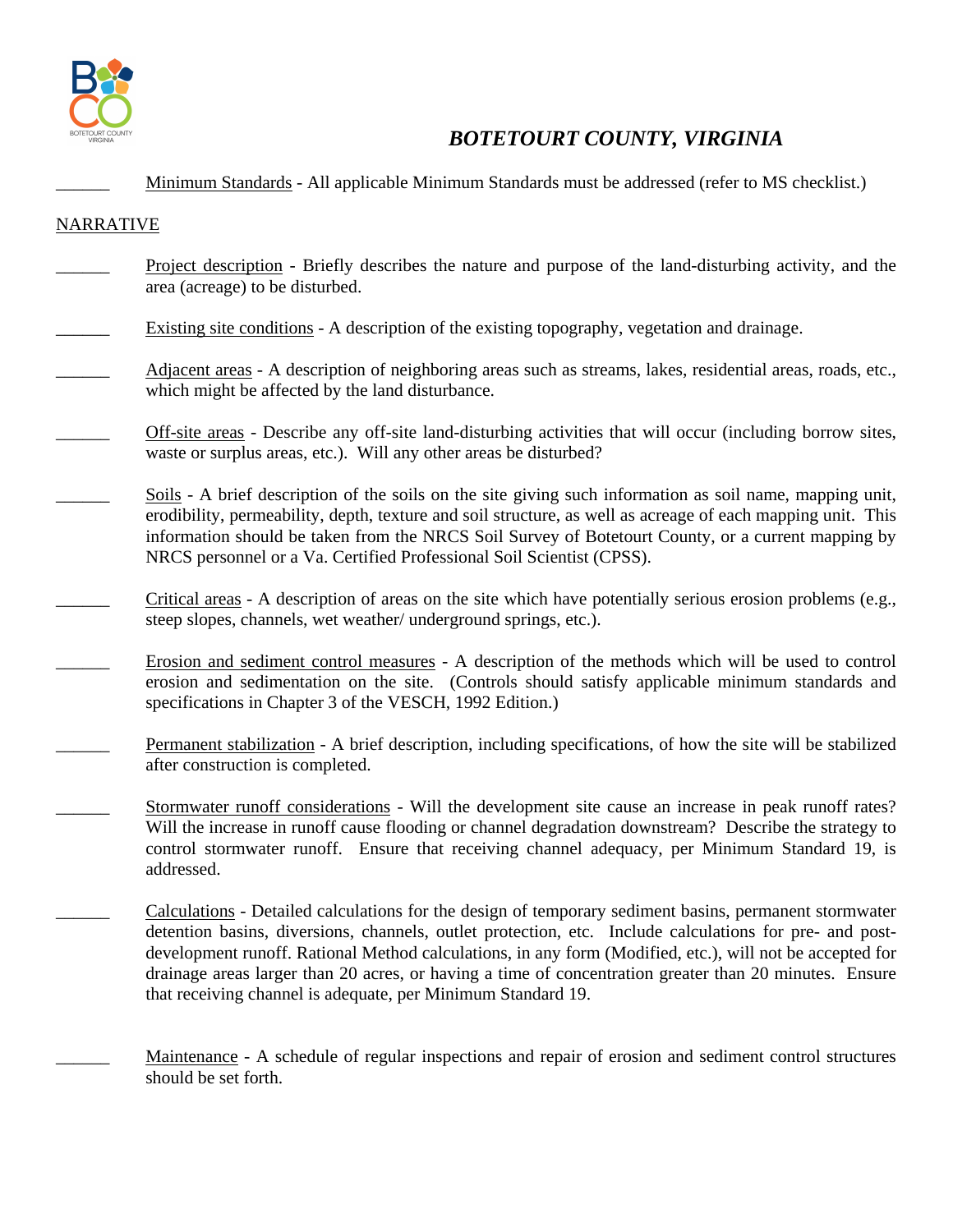**_BOTETOURT COUNTY, VIRGINIA_**

______ Minimum Standards - All applicable Minimum Standards must be addressed (refer to MS checklist.)

NARRATIVE

______ Project description - Briefly describes the nature and purpose of the land-disturbing activity, and the area (acreage) to be disturbed.

______ Existing site conditions - A description of the existing topography, vegetation and drainage.

______ Adjacent areas - A description of neighboring areas such as streams, lakes, residential areas, roads, etc., which might be affected by the land disturbance.

______ Off-site areas - Describe any off-site land-disturbing activities that will occur (including borrow sites, waste or surplus areas, etc.). Will any other areas be disturbed?

______ Soils - A brief description of the soils on the site giving such information as soil name, mapping unit, erodibility, permeability, depth, texture and soil structure, as well as acreage of each mapping unit. This information should be taken from the NRCS Soil Survey of Botetourt County, or a current mapping by NRCS personnel or a Va. Certified Professional Soil Scientist (CPSS).

______ Critical areas - A description of areas on the site which have potentially serious erosion problems (e.g., steep slopes, channels, wet weather/ underground springs, etc.).

______ Erosion and sediment control measures - A description of the methods which will be used to control erosion and sedimentation on the site. (Controls should satisfy applicable minimum standards and specifications in Chapter 3 of the VESCH, 1992 Edition.)

______ Permanent stabilization - A brief description, including specifications, of how the site will be stabilized after construction is completed.

______ Stormwater runoff considerations - Will the development site cause an increase in peak runoff rates? Will the increase in runoff cause flooding or channel degradation downstream? Describe the strategy to control stormwater runoff. Ensure that receiving channel adequacy, per Minimum Standard 19, is addressed.

______ Calculations - Detailed calculations for the design of temporary sediment basins, permanent stormwater detention basins, diversions, channels, outlet protection, etc. Include calculations for pre- and post-development runoff. Rational Method calculations, in any form (Modified, etc.), will not be accepted for drainage areas larger than 20 acres, or having a time of concentration greater than 20 minutes. Ensure that receiving channel is adequate, per Minimum Standard 19.

______ Maintenance - A schedule of regular inspections and repair of erosion and sediment control structures should be set forth.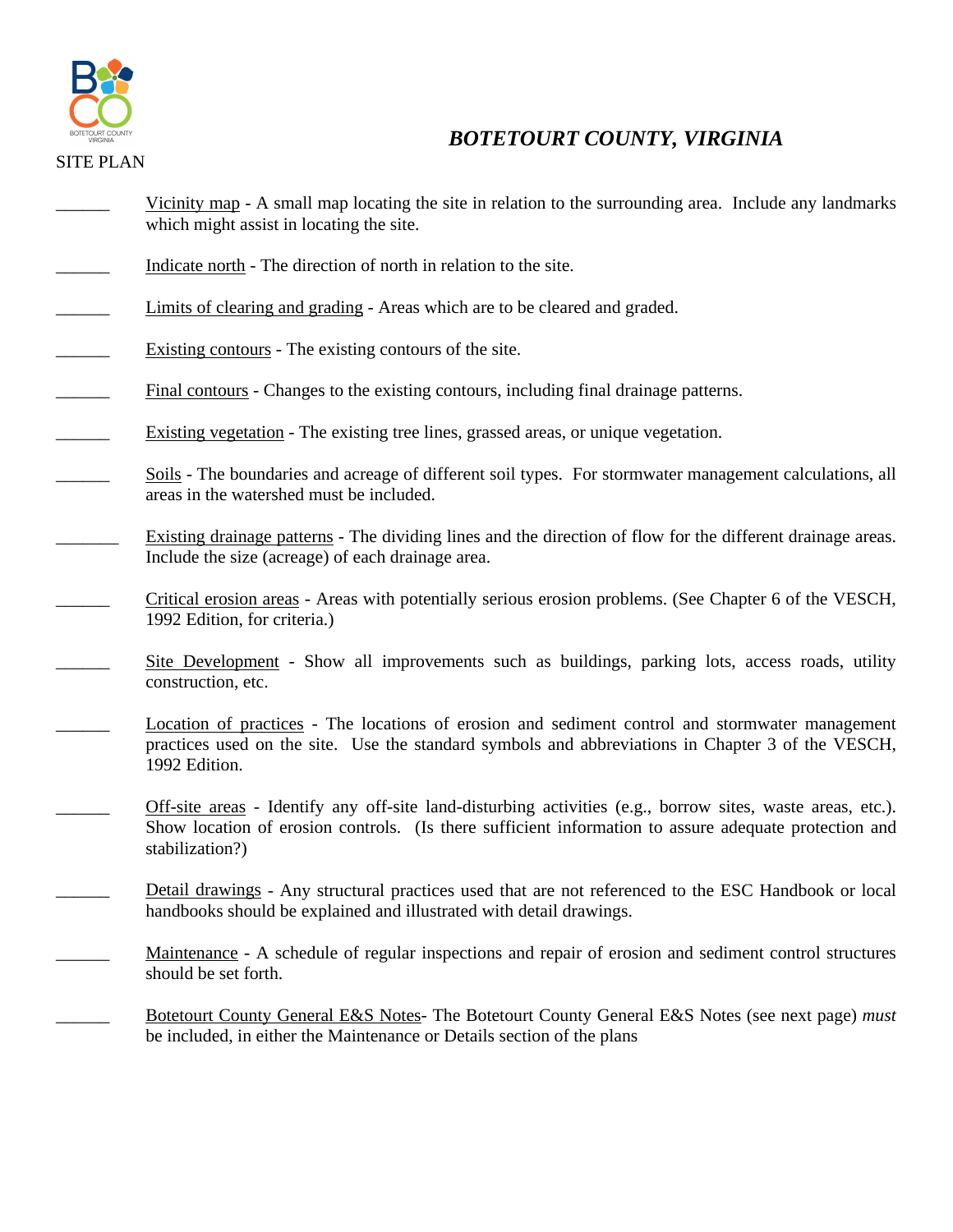# BOTETOURT COUNTY, VIRGINIA

SITE PLAN

______ Vicinity map - A small map locating the site in relation to the surrounding area. Include any landmarks which might assist in locating the site.

______ Indicate north - The direction of north in relation to the site.

______ Limits of clearing and grading - Areas which are to be cleared and graded.

______ Existing contours - The existing contours of the site.

______ Final contours - Changes to the existing contours, including final drainage patterns.

______ Existing vegetation - The existing tree lines, grassed areas, or unique vegetation.

______ Soils - The boundaries and acreage of different soil types. For stormwater management calculations, all areas in the watershed must be included.

_______ Existing drainage patterns - The dividing lines and the direction of flow for the different drainage areas. Include the size (acreage) of each drainage area.

______ Critical erosion areas - Areas with potentially serious erosion problems. (See Chapter 6 of the VESCH, 1992 Edition, for criteria.)

______ Site Development - Show all improvements such as buildings, parking lots, access roads, utility construction, etc.

______ Location of practices - The locations of erosion and sediment control and stormwater management practices used on the site. Use the standard symbols and abbreviations in Chapter 3 of the VESCH, 1992 Edition.

______ Off-site areas - Identify any off-site land-disturbing activities (e.g., borrow sites, waste areas, etc.). Show location of erosion controls. (Is there sufficient information to assure adequate protection and stabilization?)

______ Detail drawings - Any structural practices used that are not referenced to the ESC Handbook or local handbooks should be explained and illustrated with detail drawings.

______ Maintenance - A schedule of regular inspections and repair of erosion and sediment control structures should be set forth.

______ Botetourt County General E&S Notes- The Botetourt County General E&S Notes (see next page) *must* be included, in either the Maintenance or Details section of the plans